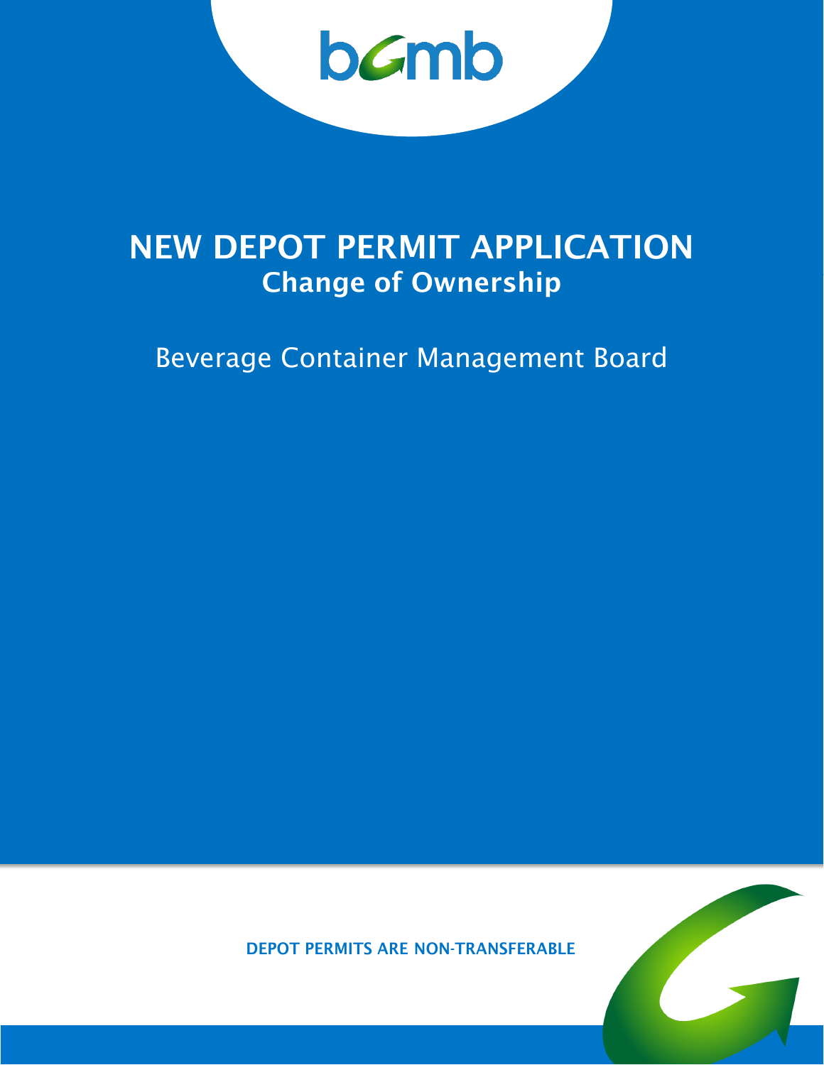bcmb

# NEW DEPOT PERMIT APPLICATION

## Change of Ownership

Beverage Container Management Board

**DEPOT PERMITS ARE NON-TRANSFERABLE**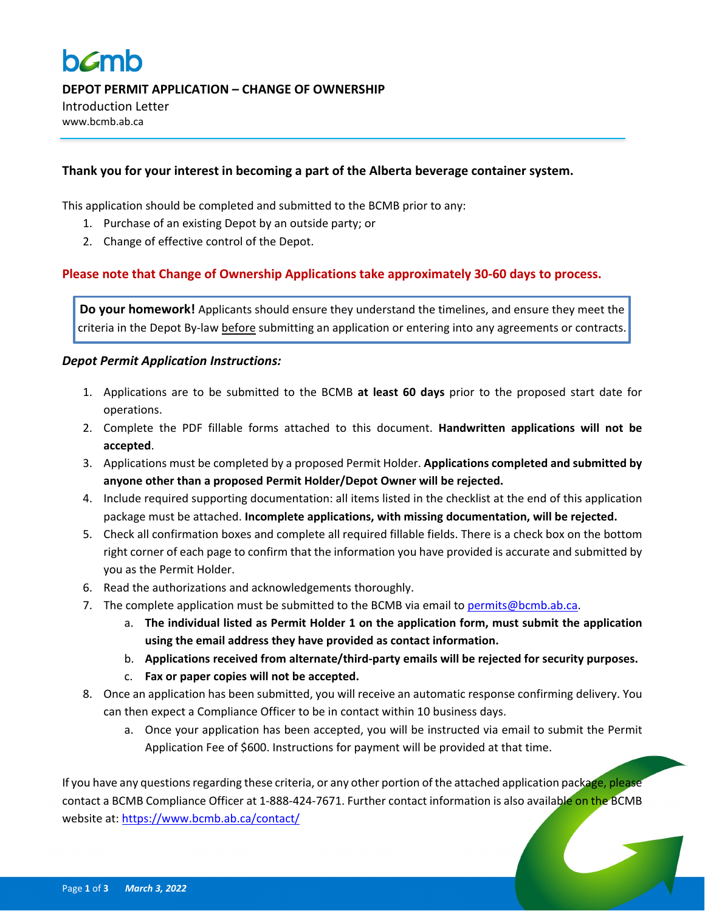bcmb

**DEPOT PERMIT APPLICATION – CHANGE OF OWNERSHIP**

Introduction Letter

www.bcmb.ab.ca

### Thank you for your interest in becoming a part of the Alberta beverage container system.

This application should be completed and submitted to the BCMB prior to any:

1. Purchase of an existing Depot by an outside party; or
2. Change of effective control of the Depot.

**Please note that Change of Ownership Applications take approximately 30-60 days to process.**

> **Do your homework!** Applicants should ensure they understand the timelines, and ensure they meet the criteria in the Depot By-law before submitting an application or entering into any agreements or contracts.

***Depot Permit Application Instructions:***

1. Applications are to be submitted to the BCMB **at least 60 days** prior to the proposed start date for operations.
2. Complete the PDF fillable forms attached to this document. **Handwritten applications will not be accepted**.
3. Applications must be completed by a proposed Permit Holder. **Applications completed and submitted by anyone other than a proposed Permit Holder/Depot Owner will be rejected.**
4. Include required supporting documentation: all items listed in the checklist at the end of this application package must be attached. **Incomplete applications, with missing documentation, will be rejected.**
5. Check all confirmation boxes and complete all required fillable fields. There is a check box on the bottom right corner of each page to confirm that the information you have provided is accurate and submitted by you as the Permit Holder.
6. Read the authorizations and acknowledgements thoroughly.
7. The complete application must be submitted to the BCMB via email to permits@bcmb.ab.ca.
   a. **The individual listed as Permit Holder 1 on the application form, must submit the application using the email address they have provided as contact information.**
   b. **Applications received from alternate/third-party emails will be rejected for security purposes.**
   c. **Fax or paper copies will not be accepted.**
8. Once an application has been submitted, you will receive an automatic response confirming delivery. You can then expect a Compliance Officer to be in contact within 10 business days.
   a. Once your application has been accepted, you will be instructed via email to submit the Permit Application Fee of $600. Instructions for payment will be provided at that time.

If you have any questions regarding these criteria, or any other portion of the attached application package, please contact a BCMB Compliance Officer at 1-888-424-7671. Further contact information is also available on the BCMB website at: https://www.bcmb.ab.ca/contact/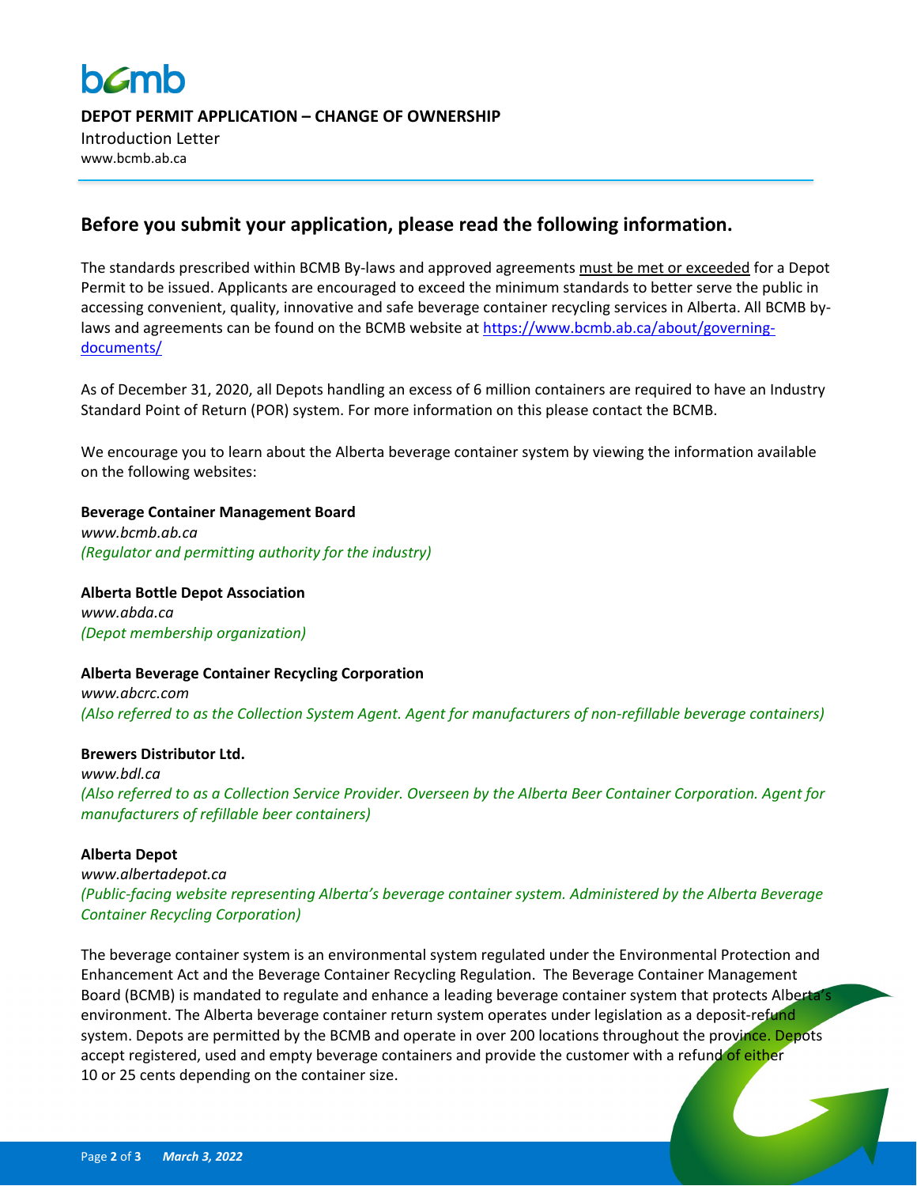**DEPOT PERMIT APPLICATION – CHANGE OF OWNERSHIP**

Introduction Letter

www.bcmb.ab.ca

## Before you submit your application, please read the following information.

The standards prescribed within BCMB By-laws and approved agreements must be met or exceeded for a Depot Permit to be issued. Applicants are encouraged to exceed the minimum standards to better serve the public in accessing convenient, quality, innovative and safe beverage container recycling services in Alberta. All BCMB by-laws and agreements can be found on the BCMB website at [https://www.bcmb.ab.ca/about/governing-documents/](https://www.bcmb.ab.ca/about/governing-documents/)

As of December 31, 2020, all Depots handling an excess of 6 million containers are required to have an Industry Standard Point of Return (POR) system. For more information on this please contact the BCMB.

We encourage you to learn about the Alberta beverage container system by viewing the information available on the following websites:

**Beverage Container Management Board**
*www.bcmb.ab.ca*
*(Regulator and permitting authority for the industry)*

**Alberta Bottle Depot Association**
*www.abda.ca*
*(Depot membership organization)*

**Alberta Beverage Container Recycling Corporation**
*www.abcrc.com*
*(Also referred to as the Collection System Agent. Agent for manufacturers of non-refillable beverage containers)*

**Brewers Distributor Ltd.**
*www.bdl.ca*
*(Also referred to as a Collection Service Provider. Overseen by the Alberta Beer Container Corporation. Agent for manufacturers of refillable beer containers)*

**Alberta Depot**
*www.albertadepot.ca*
*(Public-facing website representing Alberta's beverage container system. Administered by the Alberta Beverage Container Recycling Corporation)*

The beverage container system is an environmental system regulated under the Environmental Protection and Enhancement Act and the Beverage Container Recycling Regulation. The Beverage Container Management Board (BCMB) is mandated to regulate and enhance a leading beverage container system that protects Alberta's environment. The Alberta beverage container return system operates under legislation as a deposit-refund system. Depots are permitted by the BCMB and operate in over 200 locations throughout the province. Depots accept registered, used and empty beverage containers and provide the customer with a refund of either 10 or 25 cents depending on the container size.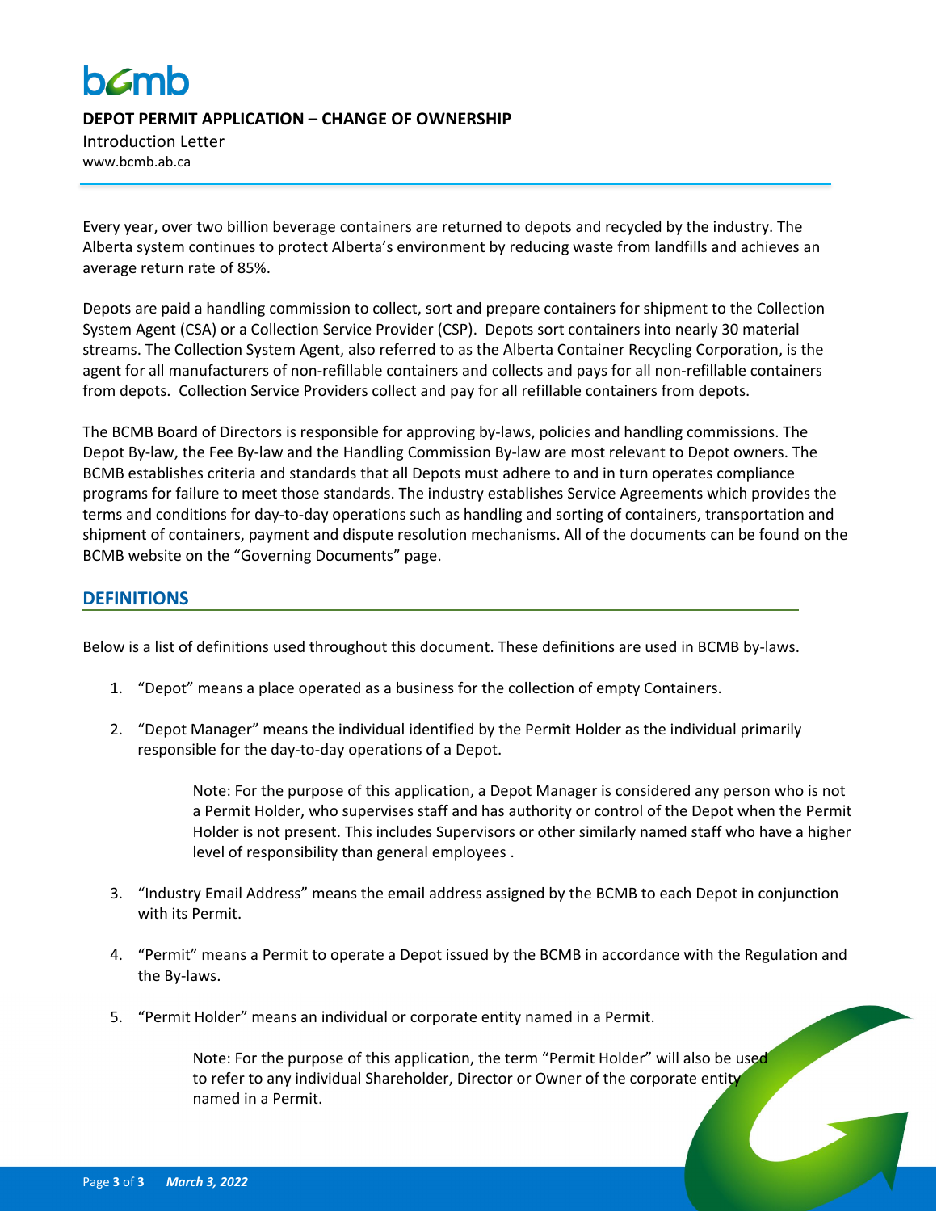# DEPOT PERMIT APPLICATION – CHANGE OF OWNERSHIP

Introduction Letter

www.bcmb.ab.ca

Every year, over two billion beverage containers are returned to depots and recycled by the industry. The Alberta system continues to protect Alberta's environment by reducing waste from landfills and achieves an average return rate of 85%.

Depots are paid a handling commission to collect, sort and prepare containers for shipment to the Collection System Agent (CSA) or a Collection Service Provider (CSP). Depots sort containers into nearly 30 material streams. The Collection System Agent, also referred to as the Alberta Container Recycling Corporation, is the agent for all manufacturers of non-refillable containers and collects and pays for all non-refillable containers from depots. Collection Service Providers collect and pay for all refillable containers from depots.

The BCMB Board of Directors is responsible for approving by-laws, policies and handling commissions. The Depot By-law, the Fee By-law and the Handling Commission By-law are most relevant to Depot owners. The BCMB establishes criteria and standards that all Depots must adhere to and in turn operates compliance programs for failure to meet those standards. The industry establishes Service Agreements which provides the terms and conditions for day-to-day operations such as handling and sorting of containers, transportation and shipment of containers, payment and dispute resolution mechanisms. All of the documents can be found on the BCMB website on the "Governing Documents" page.

## DEFINITIONS

Below is a list of definitions used throughout this document. These definitions are used in BCMB by-laws.

1. "Depot" means a place operated as a business for the collection of empty Containers.
2. "Depot Manager" means the individual identified by the Permit Holder as the individual primarily responsible for the day-to-day operations of a Depot.

   Note: For the purpose of this application, a Depot Manager is considered any person who is not a Permit Holder, who supervises staff and has authority or control of the Depot when the Permit Holder is not present. This includes Supervisors or other similarly named staff who have a higher level of responsibility than general employees .

3. "Industry Email Address" means the email address assigned by the BCMB to each Depot in conjunction with its Permit.
4. "Permit" means a Permit to operate a Depot issued by the BCMB in accordance with the Regulation and the By-laws.
5. "Permit Holder" means an individual or corporate entity named in a Permit.

   Note: For the purpose of this application, the term "Permit Holder" will also be used to refer to any individual Shareholder, Director or Owner of the corporate entity named in a Permit.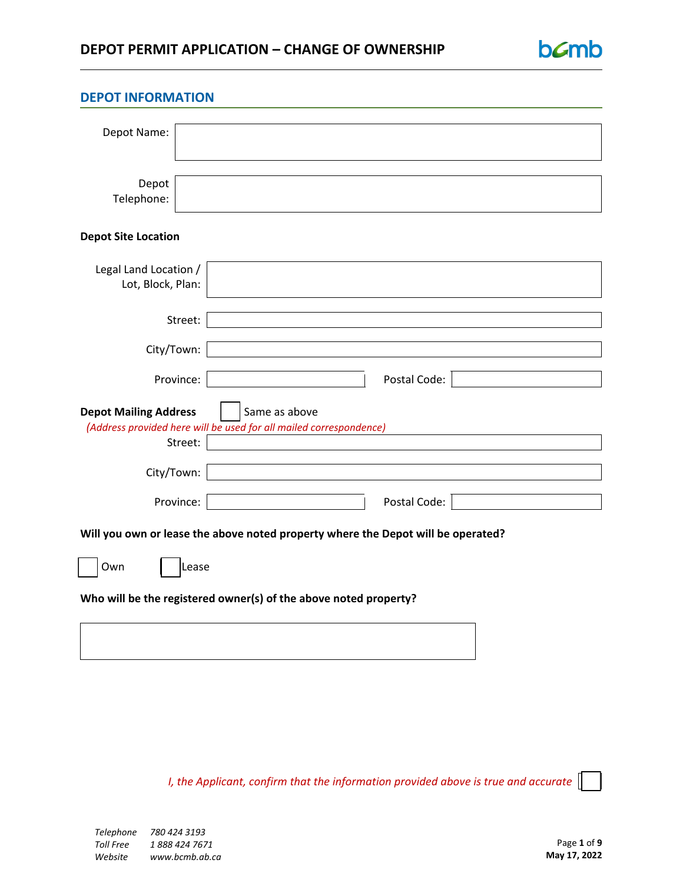# DEPOT PERMIT APPLICATION – CHANGE OF OWNERSHIP

## DEPOT INFORMATION

Depot Name: 

Depot Telephone: 

### Depot Site Location

Legal Land Location / Lot, Block, Plan: 

Street: 

City/Town: 

Province: Postal Code: 

**Depot Mailing Address** ☐ Same as above

*(Address provided here will be used for all mailed correspondence)*

Street: 

City/Town: 

Province: Postal Code: 

**Will you own or lease the above noted property where the Depot will be operated?**

☐ Own ☐ Lease

**Who will be the registered owner(s) of the above noted property?**

*I, the Applicant, confirm that the information provided above is true and accurate* ☐

*Telephone* *780 424 3193*
*Toll Free* *1 888 424 7671*
*Website* *www.bcmb.ab.ca*

**May 17, 2022**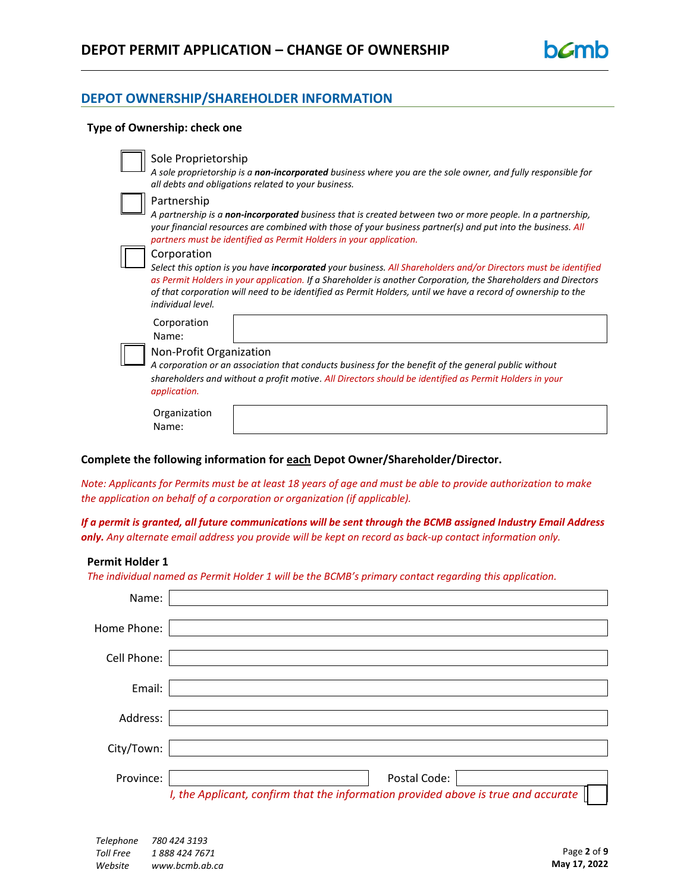## DEPOT OWNERSHIP/SHAREHOLDER INFORMATION

**Type of Ownership: check one**

☐ Sole Proprietorship
*A sole proprietorship is a **non-incorporated** business where you are the sole owner, and fully responsible for all debts and obligations related to your business.*

☐ Partnership
*A partnership is a **non-incorporated** business that is created between two or more people. In a partnership, your financial resources are combined with those of your business partner(s) and put into the business. All partners must be identified as Permit Holders in your application.*

☐ Corporation
*Select this option is you have **incorporated** your business. All Shareholders and/or Directors must be identified as Permit Holders in your application. If a Shareholder is another Corporation, the Shareholders and Directors of that corporation will need to be identified as Permit Holders, until we have a record of ownership to the individual level.*

Corporation Name: ____________________

☐ Non-Profit Organization
*A corporation or an association that conducts business for the benefit of the general public without shareholders and without a profit motive. All Directors should be identified as Permit Holders in your application.*

Organization Name: ____________________

**Complete the following information for <u>each</u> Depot Owner/Shareholder/Director.**

*Note: Applicants for Permits must be at least 18 years of age and must be able to provide authorization to make the application on behalf of a corporation or organization (if applicable).*

***If a permit is granted, all future communications will be sent through the BCMB assigned Industry Email Address only.** Any alternate email address you provide will be kept on record as back-up contact information only.*

### Permit Holder 1

*The individual named as Permit Holder 1 will be the BCMB's primary contact regarding this application.*

Name: ____________________

Home Phone: ____________________

Cell Phone: ____________________

Email: ____________________

Address: ____________________

City/Town: ____________________

Province: ____________________ Postal Code: ____________________

*I, the Applicant, confirm that the information provided above is true and accurate* ☐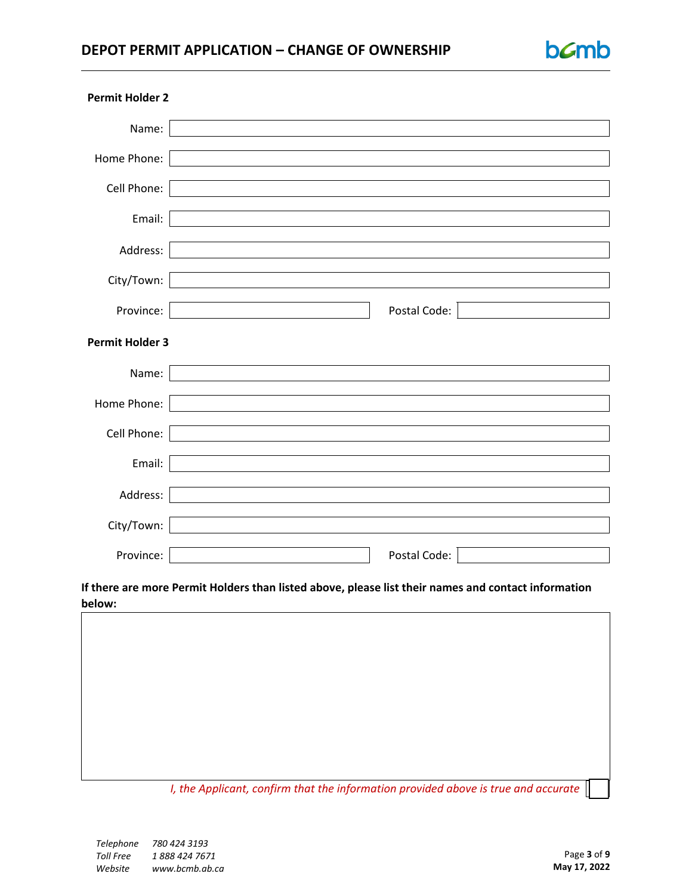**Permit Holder 2**

Name:

Home Phone:

Cell Phone:

Email:

Address:

City/Town:

Province: Postal Code:

**Permit Holder 3**

Name:

Home Phone:

Cell Phone:

Email:

Address:

City/Town:

Province: Postal Code:

**If there are more Permit Holders than listed above, please list their names and contact information below:**

*I, the Applicant, confirm that the information provided above is true and accurate* ☐

*Telephone* *780 424 3193*
*Toll Free* *1 888 424 7671*
*Website* *www.bcmb.ab.ca*

**May 17, 2022**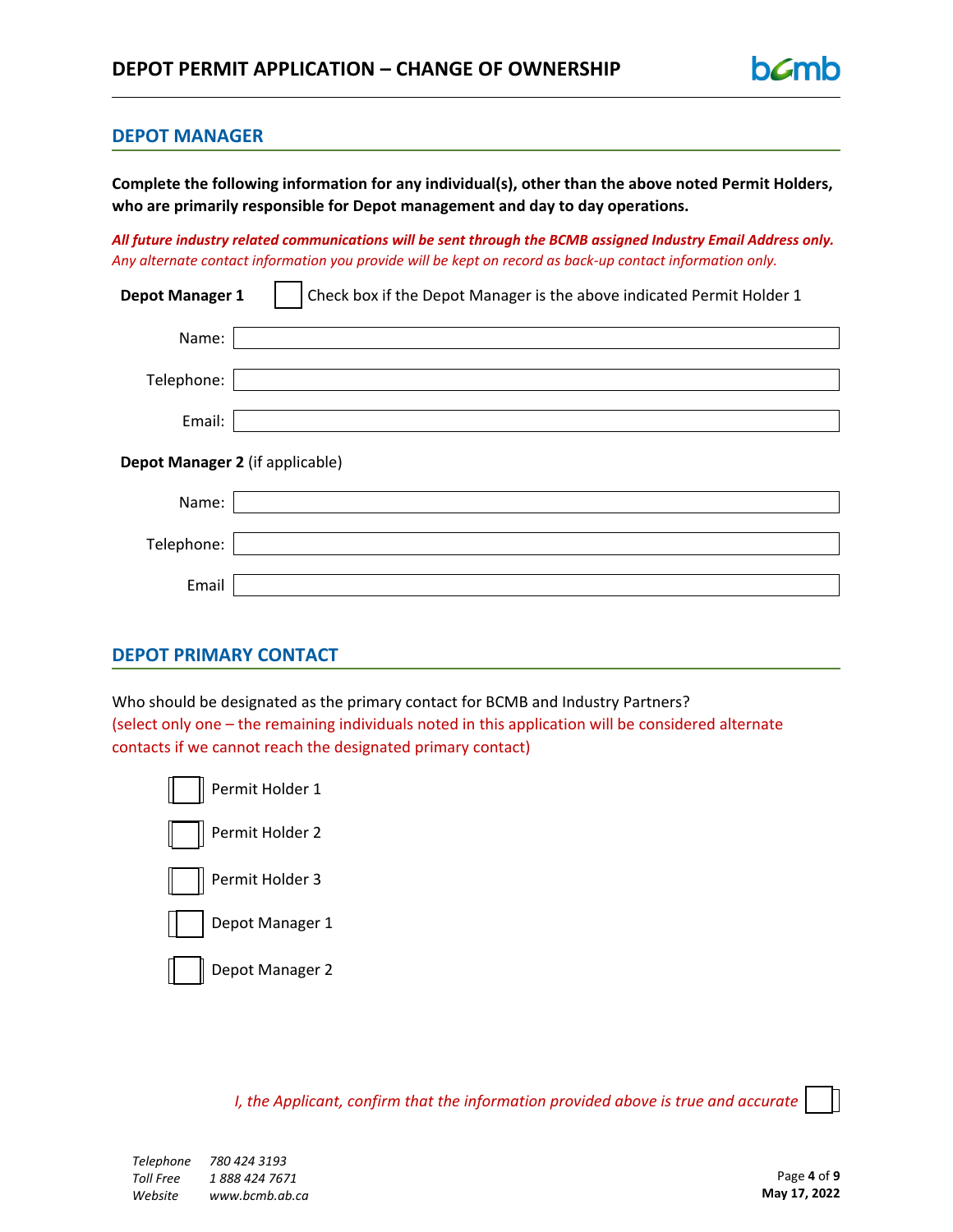## DEPOT MANAGER

**Complete the following information for any individual(s), other than the above noted Permit Holders, who are primarily responsible for Depot management and day to day operations.**

***All future industry related communications will be sent through the BCMB assigned Industry Email Address only.***
*Any alternate contact information you provide will be kept on record as back-up contact information only.*

**Depot Manager 1** ☐ Check box if the Depot Manager is the above indicated Permit Holder 1

Name:

Telephone:

Email:

**Depot Manager 2** (if applicable)

Name:

Telephone:

Email

## DEPOT PRIMARY CONTACT

Who should be designated as the primary contact for BCMB and Industry Partners?
(select only one – the remaining individuals noted in this application will be considered alternate contacts if we cannot reach the designated primary contact)

☐ Permit Holder 1

☐ Permit Holder 2

☐ Permit Holder 3

☐ Depot Manager 1

☐ Depot Manager 2

*I, the Applicant, confirm that the information provided above is true and accurate* ☐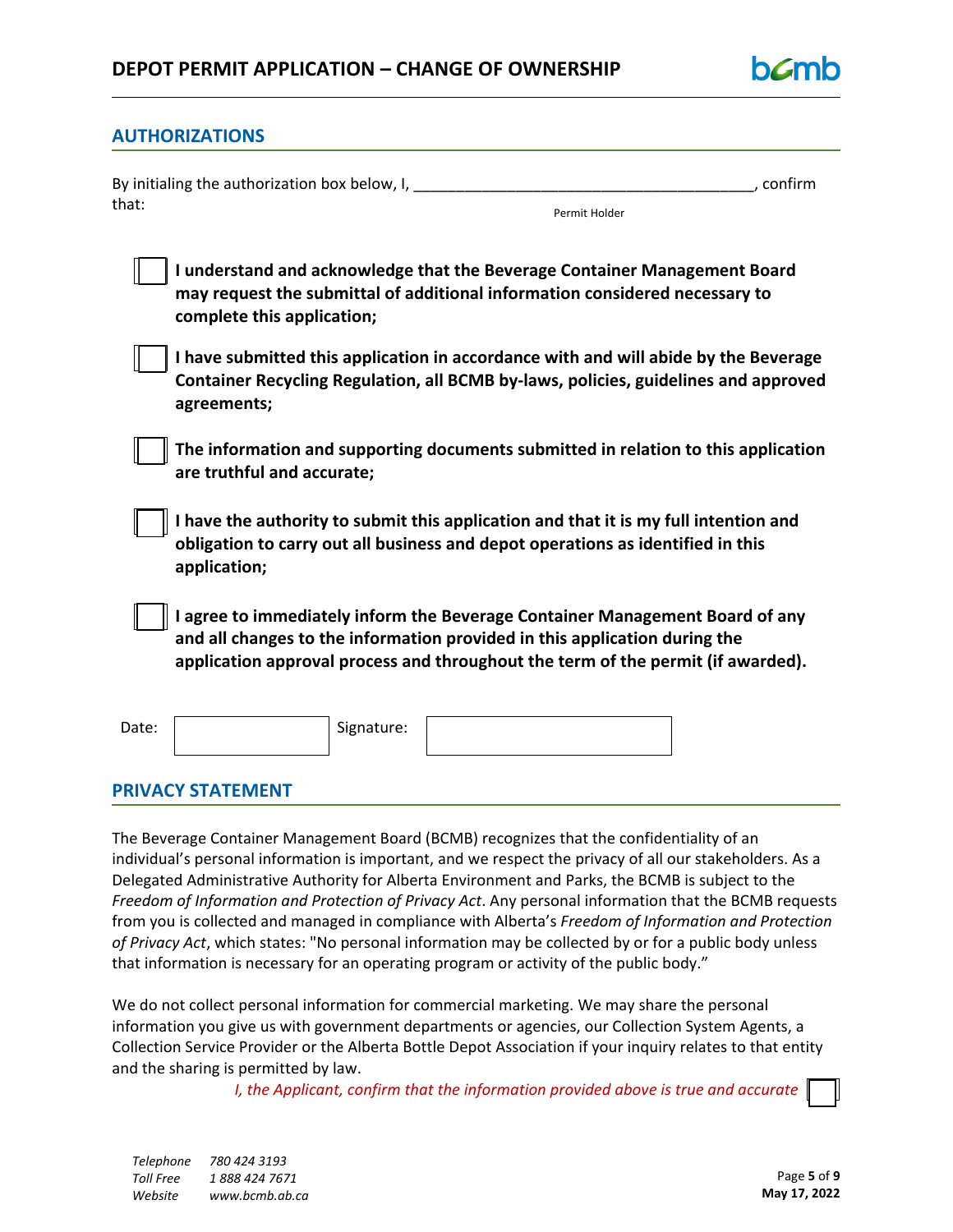## AUTHORIZATIONS

By initialing the authorization box below, I, ________________________________________, confirm that:

Permit Holder

- ☐ **I understand and acknowledge that the Beverage Container Management Board may request the submittal of additional information considered necessary to complete this application;**

- ☐ **I have submitted this application in accordance with and will abide by the Beverage Container Recycling Regulation, all BCMB by-laws, policies, guidelines and approved agreements;**

- ☐ **The information and supporting documents submitted in relation to this application are truthful and accurate;**

- ☐ **I have the authority to submit this application and that it is my full intention and obligation to carry out all business and depot operations as identified in this application;**

- ☐ **I agree to immediately inform the Beverage Container Management Board of any and all changes to the information provided in this application during the application approval process and throughout the term of the permit (if awarded).**

| Date: | | Signature: | |
|---|---|---|---|

## PRIVACY STATEMENT

The Beverage Container Management Board (BCMB) recognizes that the confidentiality of an individual's personal information is important, and we respect the privacy of all our stakeholders. As a Delegated Administrative Authority for Alberta Environment and Parks, the BCMB is subject to the *Freedom of Information and Protection of Privacy Act*. Any personal information that the BCMB requests from you is collected and managed in compliance with Alberta's *Freedom of Information and Protection of Privacy Act*, which states: "No personal information may be collected by or for a public body unless that information is necessary for an operating program or activity of the public body."

We do not collect personal information for commercial marketing. We may share the personal information you give us with government departments or agencies, our Collection System Agents, a Collection Service Provider or the Alberta Bottle Depot Association if your inquiry relates to that entity and the sharing is permitted by law.

*I, the Applicant, confirm that the information provided above is true and accurate* ☐

*Telephone* *780 424 3193*
*Toll Free* *1 888 424 7671*
*Website* *www.bcmb.ab.ca*

**May 17, 2022**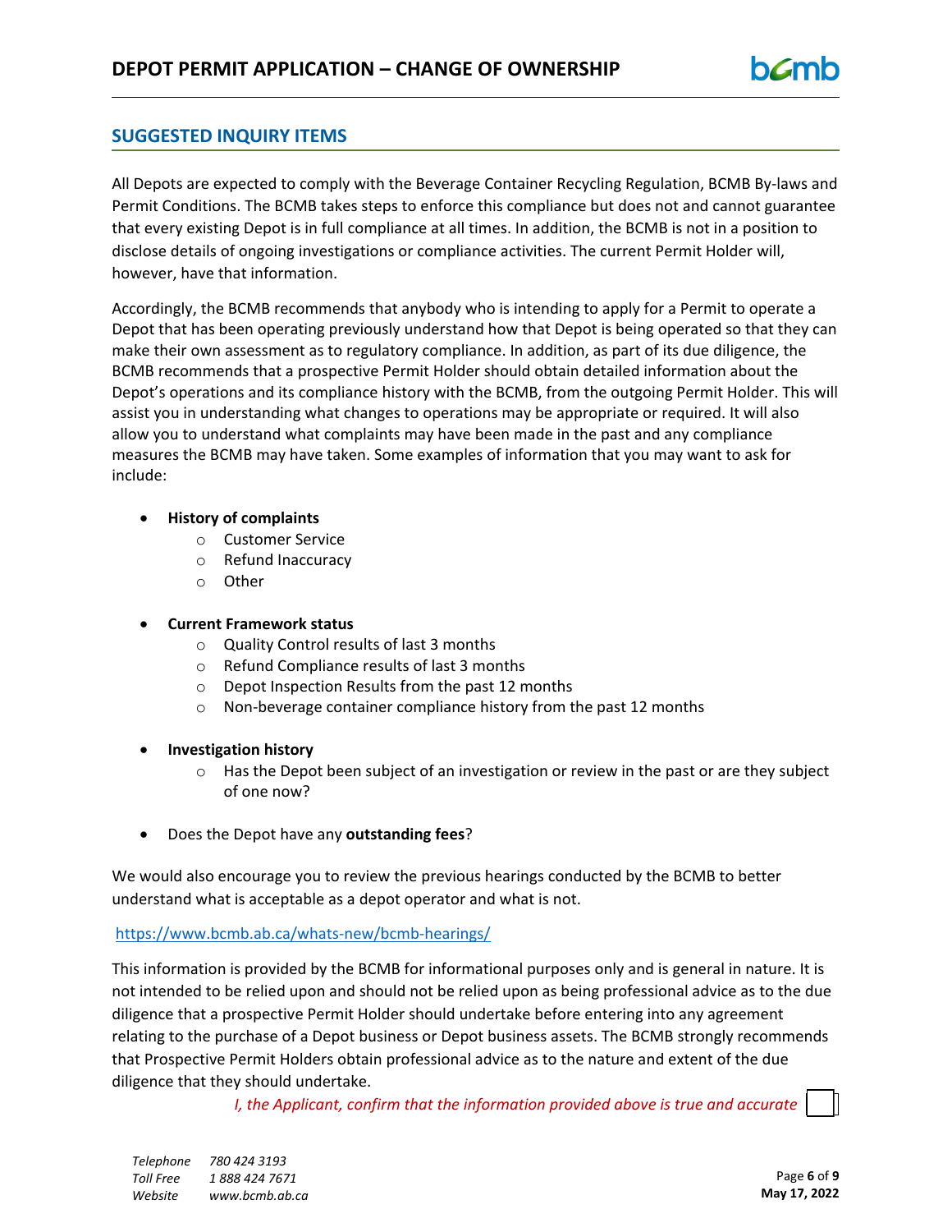## SUGGESTED INQUIRY ITEMS

All Depots are expected to comply with the Beverage Container Recycling Regulation, BCMB By-laws and Permit Conditions. The BCMB takes steps to enforce this compliance but does not and cannot guarantee that every existing Depot is in full compliance at all times. In addition, the BCMB is not in a position to disclose details of ongoing investigations or compliance activities. The current Permit Holder will, however, have that information.

Accordingly, the BCMB recommends that anybody who is intending to apply for a Permit to operate a Depot that has been operating previously understand how that Depot is being operated so that they can make their own assessment as to regulatory compliance. In addition, as part of its due diligence, the BCMB recommends that a prospective Permit Holder should obtain detailed information about the Depot's operations and its compliance history with the BCMB, from the outgoing Permit Holder. This will assist you in understanding what changes to operations may be appropriate or required. It will also allow you to understand what complaints may have been made in the past and any compliance measures the BCMB may have taken. Some examples of information that you may want to ask for include:

- **History of complaints**
  - Customer Service
  - Refund Inaccuracy
  - Other
- **Current Framework status**
  - Quality Control results of last 3 months
  - Refund Compliance results of last 3 months
  - Depot Inspection Results from the past 12 months
  - Non-beverage container compliance history from the past 12 months
- **Investigation history**
  - Has the Depot been subject of an investigation or review in the past or are they subject of one now?
- Does the Depot have any **outstanding fees**?

We would also encourage you to review the previous hearings conducted by the BCMB to better understand what is acceptable as a depot operator and what is not.

https://www.bcmb.ab.ca/whats-new/bcmb-hearings/

This information is provided by the BCMB for informational purposes only and is general in nature. It is not intended to be relied upon and should not be relied upon as being professional advice as to the due diligence that a prospective Permit Holder should undertake before entering into any agreement relating to the purchase of a Depot business or Depot business assets. The BCMB strongly recommends that Prospective Permit Holders obtain professional advice as to the nature and extent of the due diligence that they should undertake.

*I, the Applicant, confirm that the information provided above is true and accurate* ☐

*Telephone* *780 424 3193*
*Toll Free* *1 888 424 7671*
*Website* *www.bcmb.ab.ca*

**May 17, 2022**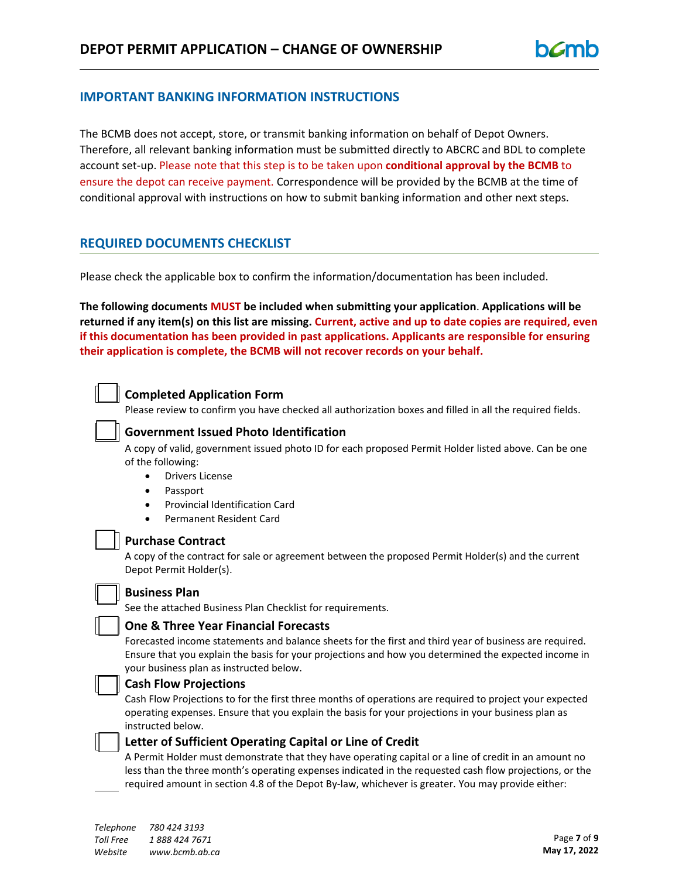## IMPORTANT BANKING INFORMATION INSTRUCTIONS

The BCMB does not accept, store, or transmit banking information on behalf of Depot Owners. Therefore, all relevant banking information must be submitted directly to ABCRC and BDL to complete account set-up. Please note that this step is to be taken upon **conditional approval by the BCMB** to ensure the depot can receive payment. Correspondence will be provided by the BCMB at the time of conditional approval with instructions on how to submit banking information and other next steps.

## REQUIRED DOCUMENTS CHECKLIST

Please check the applicable box to confirm the information/documentation has been included.

**The following documents MUST be included when submitting your application. Applications will be returned if any item(s) on this list are missing. Current, active and up to date copies are required, even if this documentation has been provided in past applications. Applicants are responsible for ensuring their application is complete, the BCMB will not recover records on your behalf.**

☐ **Completed Application Form**
Please review to confirm you have checked all authorization boxes and filled in all the required fields.

☐ **Government Issued Photo Identification**
A copy of valid, government issued photo ID for each proposed Permit Holder listed above. Can be one of the following:

- Drivers License
- Passport
- Provincial Identification Card
- Permanent Resident Card

☐ **Purchase Contract**
A copy of the contract for sale or agreement between the proposed Permit Holder(s) and the current Depot Permit Holder(s).

☐ **Business Plan**
See the attached Business Plan Checklist for requirements.

☐ **One & Three Year Financial Forecasts**
Forecasted income statements and balance sheets for the first and third year of business are required. Ensure that you explain the basis for your projections and how you determined the expected income in your business plan as instructed below.

☐ **Cash Flow Projections**
Cash Flow Projections to for the first three months of operations are required to project your expected operating expenses. Ensure that you explain the basis for your projections in your business plan as instructed below.

☐ **Letter of Sufficient Operating Capital or Line of Credit**
A Permit Holder must demonstrate that they have operating capital or a line of credit in an amount no less than the three month's operating expenses indicated in the requested cash flow projections, or the required amount in section 4.8 of the Depot By-law, whichever is greater. You may provide either: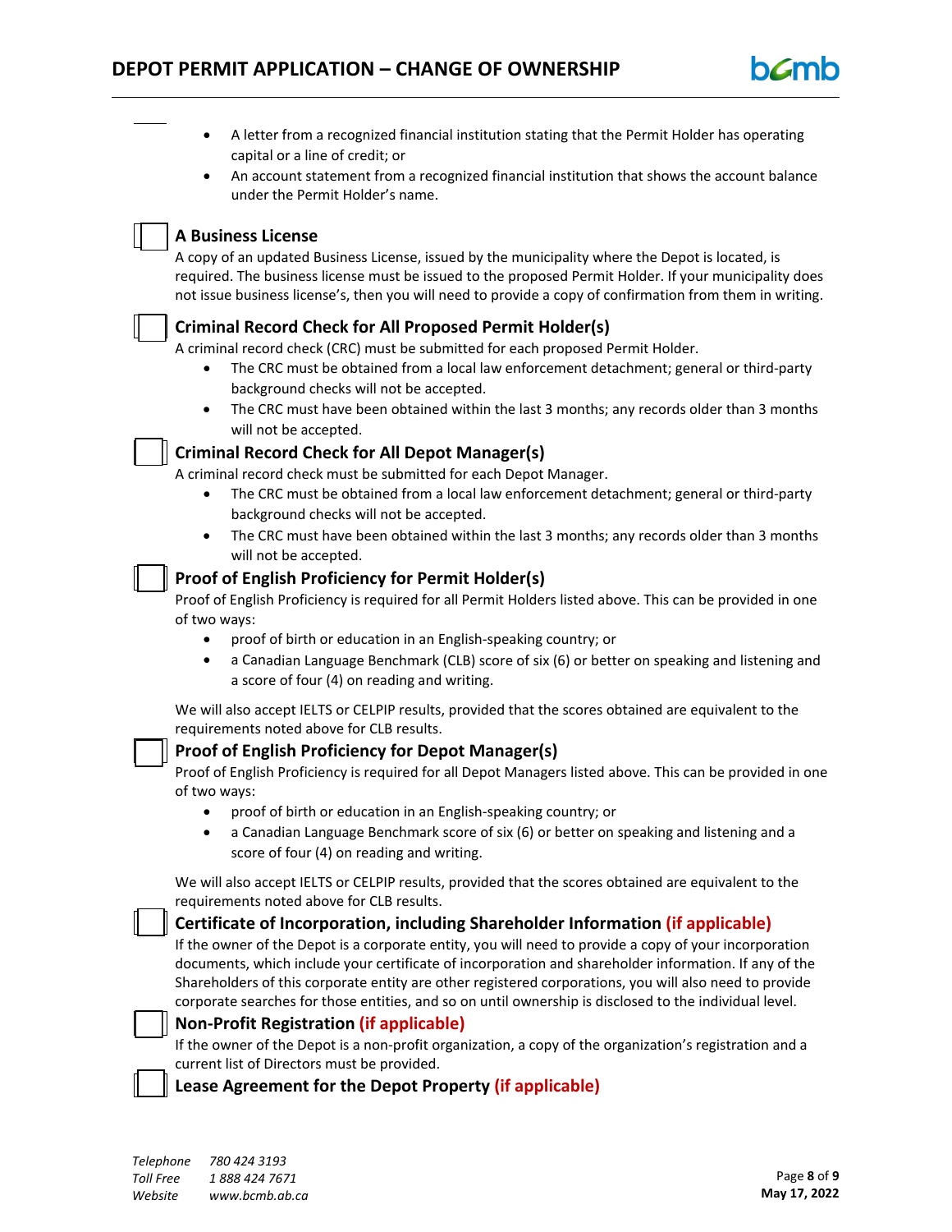- A letter from a recognized financial institution stating that the Permit Holder has operating capital or a line of credit; or
- An account statement from a recognized financial institution that shows the account balance under the Permit Holder's name.

☐ **A Business License**

A copy of an updated Business License, issued by the municipality where the Depot is located, is required. The business license must be issued to the proposed Permit Holder. If your municipality does not issue business license's, then you will need to provide a copy of confirmation from them in writing.

☐ **Criminal Record Check for All Proposed Permit Holder(s)**

A criminal record check (CRC) must be submitted for each proposed Permit Holder.

- The CRC must be obtained from a local law enforcement detachment; general or third-party background checks will not be accepted.
- The CRC must have been obtained within the last 3 months; any records older than 3 months will not be accepted.

☐ **Criminal Record Check for All Depot Manager(s)**

A criminal record check must be submitted for each Depot Manager.

- The CRC must be obtained from a local law enforcement detachment; general or third-party background checks will not be accepted.
- The CRC must have been obtained within the last 3 months; any records older than 3 months will not be accepted.

☐ **Proof of English Proficiency for Permit Holder(s)**

Proof of English Proficiency is required for all Permit Holders listed above. This can be provided in one of two ways:

- proof of birth or education in an English-speaking country; or
- a Canadian Language Benchmark (CLB) score of six (6) or better on speaking and listening and a score of four (4) on reading and writing.

We will also accept IELTS or CELPIP results, provided that the scores obtained are equivalent to the requirements noted above for CLB results.

☐ **Proof of English Proficiency for Depot Manager(s)**

Proof of English Proficiency is required for all Depot Managers listed above. This can be provided in one of two ways:

- proof of birth or education in an English-speaking country; or
- a Canadian Language Benchmark score of six (6) or better on speaking and listening and a score of four (4) on reading and writing.

We will also accept IELTS or CELPIP results, provided that the scores obtained are equivalent to the requirements noted above for CLB results.

☐ **Certificate of Incorporation, including Shareholder Information (if applicable)**

If the owner of the Depot is a corporate entity, you will need to provide a copy of your incorporation documents, which include your certificate of incorporation and shareholder information. If any of the Shareholders of this corporate entity are other registered corporations, you will also need to provide corporate searches for those entities, and so on until ownership is disclosed to the individual level.

☐ **Non-Profit Registration (if applicable)**

If the owner of the Depot is a non-profit organization, a copy of the organization's registration and a current list of Directors must be provided.

☐ **Lease Agreement for the Depot Property (if applicable)**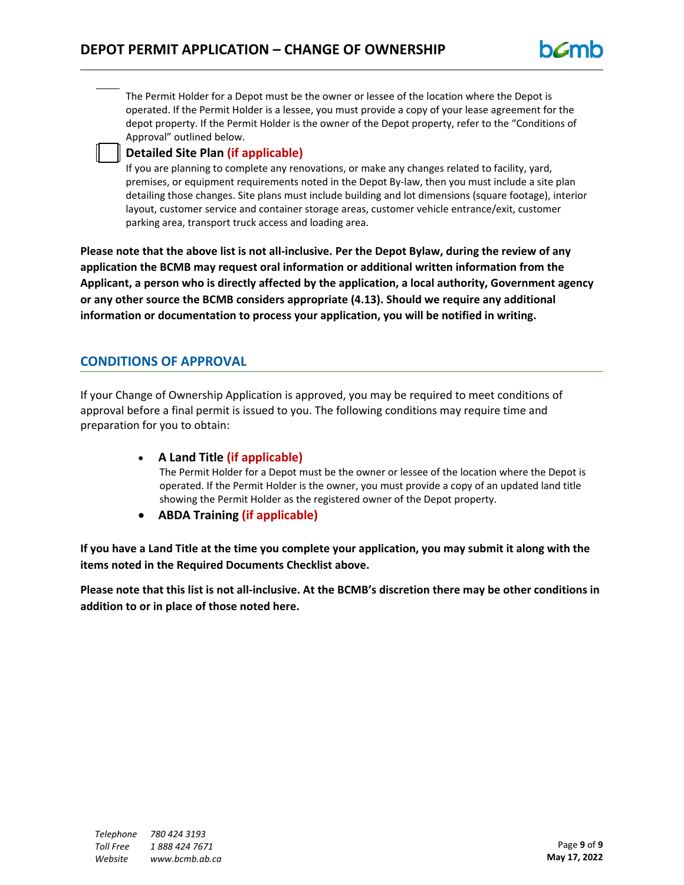The Permit Holder for a Depot must be the owner or lessee of the location where the Depot is operated. If the Permit Holder is a lessee, you must provide a copy of your lease agreement for the depot property. If the Permit Holder is the owner of the Depot property, refer to the "Conditions of Approval" outlined below.

☐ **Detailed Site Plan (if applicable)**

If you are planning to complete any renovations, or make any changes related to facility, yard, premises, or equipment requirements noted in the Depot By-law, then you must include a site plan detailing those changes. Site plans must include building and lot dimensions (square footage), interior layout, customer service and container storage areas, customer vehicle entrance/exit, customer parking area, transport truck access and loading area.

**Please note that the above list is not all-inclusive. Per the Depot Bylaw, during the review of any application the BCMB may request oral information or additional written information from the Applicant, a person who is directly affected by the application, a local authority, Government agency or any other source the BCMB considers appropriate (4.13). Should we require any additional information or documentation to process your application, you will be notified in writing.**

## CONDITIONS OF APPROVAL

If your Change of Ownership Application is approved, you may be required to meet conditions of approval before a final permit is issued to you. The following conditions may require time and preparation for you to obtain:

- **A Land Title (if applicable)**
  The Permit Holder for a Depot must be the owner or lessee of the location where the Depot is operated. If the Permit Holder is the owner, you must provide a copy of an updated land title showing the Permit Holder as the registered owner of the Depot property.
- **ABDA Training (if applicable)**

**If you have a Land Title at the time you complete your application, you may submit it along with the items noted in the Required Documents Checklist above.**

**Please note that this list is not all-inclusive. At the BCMB's discretion there may be other conditions in addition to or in place of those noted here.**

*Telephone* *780 424 3193*
*Toll Free* *1 888 424 7671*
*Website* *www.bcmb.ab.ca*

**May 17, 2022**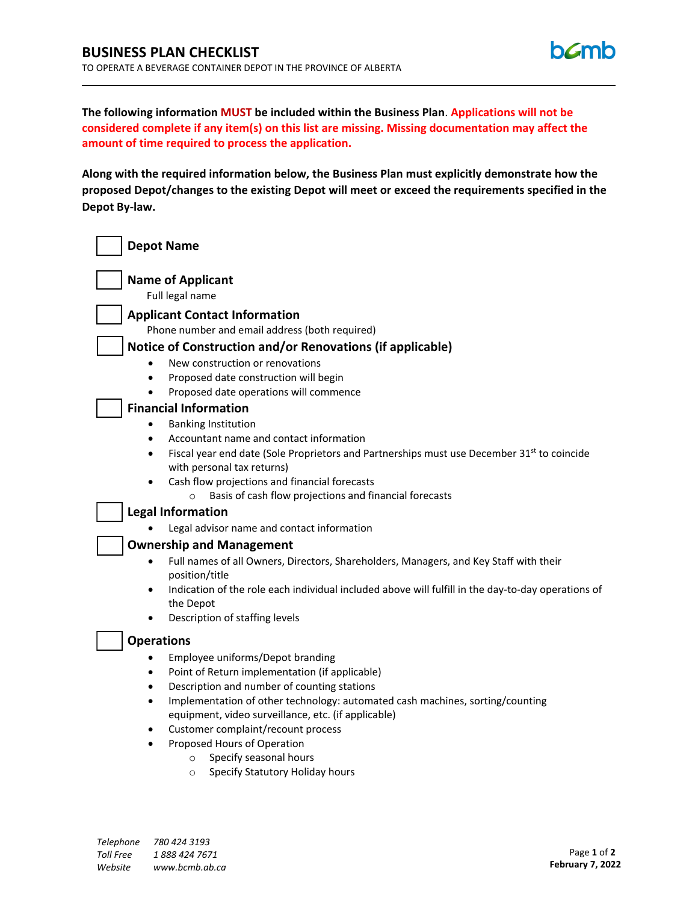# BUSINESS PLAN CHECKLIST

TO OPERATE A BEVERAGE CONTAINER DEPOT IN THE PROVINCE OF ALBERTA

**The following information MUST be included within the Business Plan. Applications will not be considered complete if any item(s) on this list are missing. Missing documentation may affect the amount of time required to process the application.**

**Along with the required information below, the Business Plan must explicitly demonstrate how the proposed Depot/changes to the existing Depot will meet or exceed the requirements specified in the Depot By-law.**

- [ ] **Depot Name**

- [ ] **Name of Applicant**
  Full legal name

- [ ] **Applicant Contact Information**
  Phone number and email address (both required)

- [ ] **Notice of Construction and/or Renovations (if applicable)**
  - New construction or renovations
  - Proposed date construction will begin
  - Proposed date operations will commence

- [ ] **Financial Information**
  - Banking Institution
  - Accountant name and contact information
  - Fiscal year end date (Sole Proprietors and Partnerships must use December 31st to coincide with personal tax returns)
  - Cash flow projections and financial forecasts
    - Basis of cash flow projections and financial forecasts

- [ ] **Legal Information**
  - Legal advisor name and contact information

- [ ] **Ownership and Management**
  - Full names of all Owners, Directors, Shareholders, Managers, and Key Staff with their position/title
  - Indication of the role each individual included above will fulfill in the day-to-day operations of the Depot
  - Description of staffing levels

- [ ] **Operations**
  - Employee uniforms/Depot branding
  - Point of Return implementation (if applicable)
  - Description and number of counting stations
  - Implementation of other technology: automated cash machines, sorting/counting equipment, video surveillance, etc. (if applicable)
  - Customer complaint/recount process
  - Proposed Hours of Operation
    - Specify seasonal hours
    - Specify Statutory Holiday hours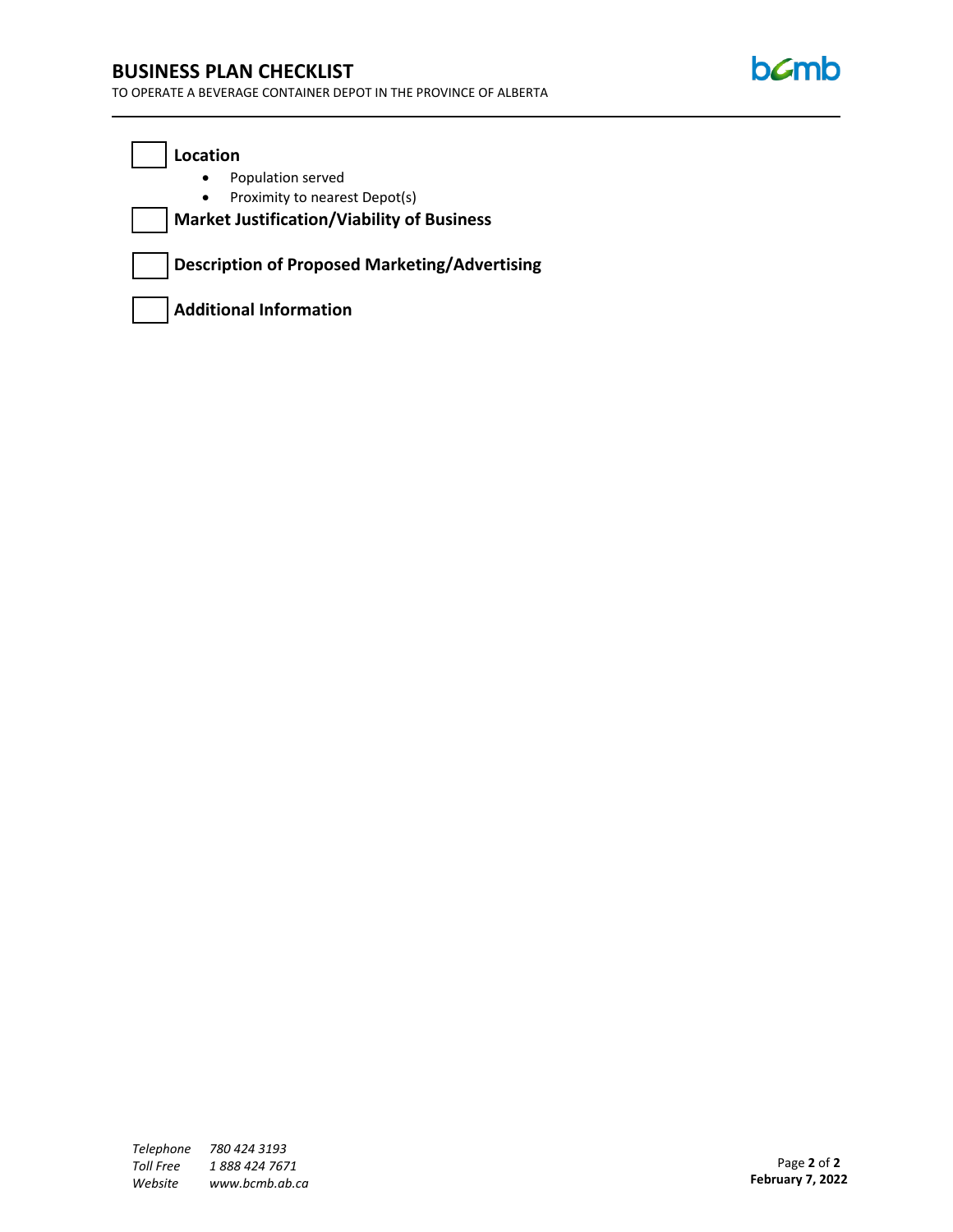- [ ] **Location**
  - Population served
  - Proximity to nearest Depot(s)
- [ ] **Market Justification/Viability of Business**
- [ ] **Description of Proposed Marketing/Advertising**
- [ ] **Additional Information**